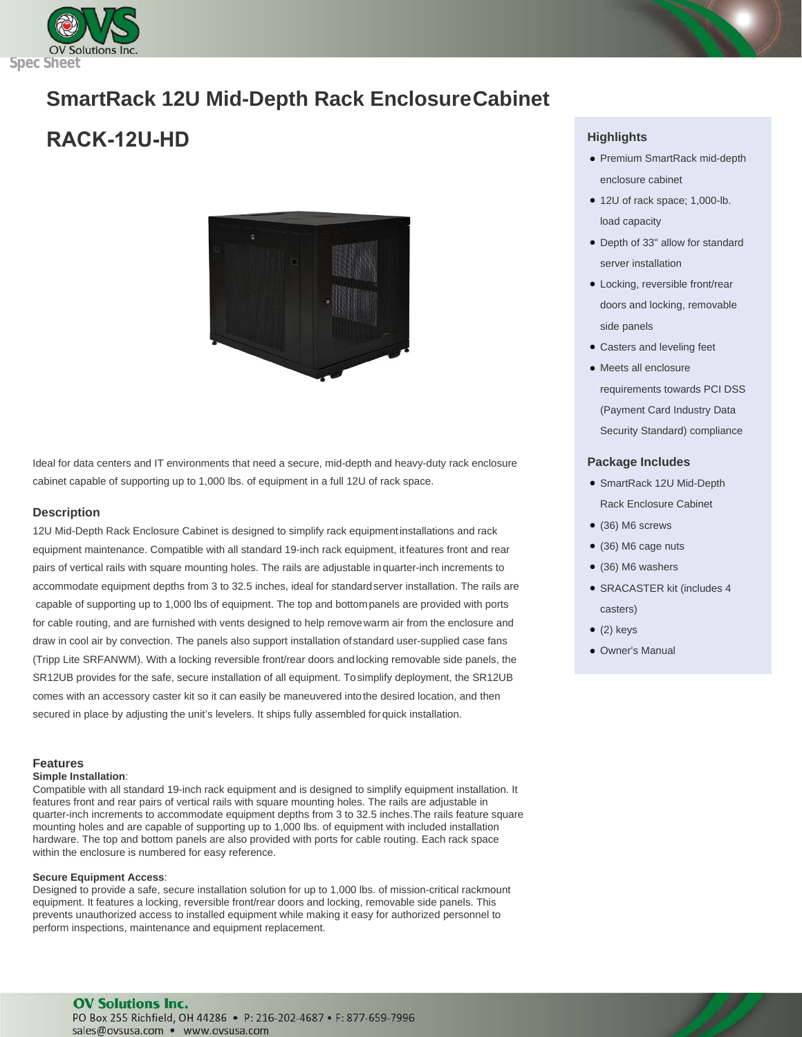Spec Sheet

# SmartRack 12U Mid-Depth Rack Enclosure Cabinet

# RACK-12U-HD

Ideal for data centers and IT environments that need a secure, mid-depth and heavy-duty rack enclosure cabinet capable of supporting up to 1,000 lbs. of equipment in a full 12U of rack space.

## Description

12U Mid-Depth Rack Enclosure Cabinet is designed to simplify rack equipment installations and rack equipment maintenance. Compatible with all standard 19-inch rack equipment, it features front and rear pairs of vertical rails with square mounting holes. The rails are adjustable in quarter-inch increments to accommodate equipment depths from 3 to 32.5 inches, ideal for standard server installation. The rails are capable of supporting up to 1,000 lbs of equipment. The top and bottom panels are provided with ports for cable routing, and are furnished with vents designed to help remove warm air from the enclosure and draw in cool air by convection. The panels also support installation of standard user-supplied case fans (Tripp Lite SRFANWM). With a locking reversible front/rear doors and locking removable side panels, the SR12UB provides for the safe, secure installation of all equipment. To simplify deployment, the SR12UB comes with an accessory caster kit so it can easily be maneuvered into the desired location, and then secured in place by adjusting the unit's levelers. It ships fully assembled for quick installation.

## Features

**Simple Installation**:
Compatible with all standard 19-inch rack equipment and is designed to simplify equipment installation. It features front and rear pairs of vertical rails with square mounting holes. The rails are adjustable in quarter-inch increments to accommodate equipment depths from 3 to 32.5 inches.The rails feature square mounting holes and are capable of supporting up to 1,000 lbs. of equipment with included installation hardware. The top and bottom panels are also provided with ports for cable routing. Each rack space within the enclosure is numbered for easy reference.

**Secure Equipment Access**:
Designed to provide a safe, secure installation solution for up to 1,000 lbs. of mission-critical rackmount equipment. It features a locking, reversible front/rear doors and locking, removable side panels. This prevents unauthorized access to installed equipment while making it easy for authorized personnel to perform inspections, maintenance and equipment replacement.

## Highlights

- Premium SmartRack mid-depth enclosure cabinet
- 12U of rack space; 1,000-lb. load capacity
- Depth of 33" allow for standard server installation
- Locking, reversible front/rear doors and locking, removable side panels
- Casters and leveling feet
- Meets all enclosure requirements towards PCI DSS (Payment Card Industry Data Security Standard) compliance

## Package Includes

- SmartRack 12U Mid-Depth Rack Enclosure Cabinet
- (36) M6 screws
- (36) M6 cage nuts
- (36) M6 washers
- SRACASTER kit (includes 4 casters)
- (2) keys
- Owner's Manual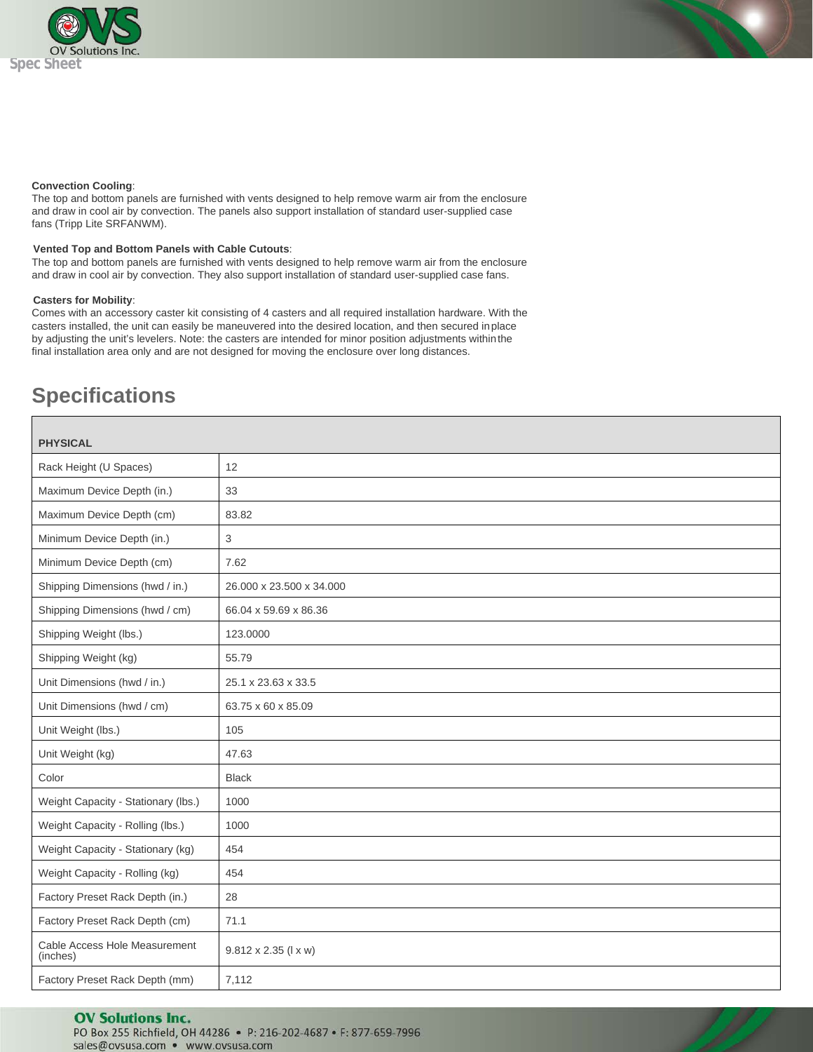**Convection Cooling**:
The top and bottom panels are furnished with vents designed to help remove warm air from the enclosure and draw in cool air by convection. The panels also support installation of standard user-supplied case fans (Tripp Lite SRFANWM).

**Vented Top and Bottom Panels with Cable Cutouts**:
The top and bottom panels are furnished with vents designed to help remove warm air from the enclosure and draw in cool air by convection. They also support installation of standard user-supplied case fans.

**Casters for Mobility**:
Comes with an accessory caster kit consisting of 4 casters and all required installation hardware. With the casters installed, the unit can easily be maneuvered into the desired location, and then secured in place by adjusting the unit's levelers. Note: the casters are intended for minor position adjustments within the final installation area only and are not designed for moving the enclosure over long distances.

# Specifications

| PHYSICAL | |
|---|---|
| Rack Height (U Spaces) | 12 |
| Maximum Device Depth (in.) | 33 |
| Maximum Device Depth (cm) | 83.82 |
| Minimum Device Depth (in.) | 3 |
| Minimum Device Depth (cm) | 7.62 |
| Shipping Dimensions (hwd / in.) | 26.000 x 23.500 x 34.000 |
| Shipping Dimensions (hwd / cm) | 66.04 x 59.69 x 86.36 |
| Shipping Weight (lbs.) | 123.0000 |
| Shipping Weight (kg) | 55.79 |
| Unit Dimensions (hwd / in.) | 25.1 x 23.63 x 33.5 |
| Unit Dimensions (hwd / cm) | 63.75 x 60 x 85.09 |
| Unit Weight (lbs.) | 105 |
| Unit Weight (kg) | 47.63 |
| Color | Black |
| Weight Capacity - Stationary (lbs.) | 1000 |
| Weight Capacity - Rolling (lbs.) | 1000 |
| Weight Capacity - Stationary (kg) | 454 |
| Weight Capacity - Rolling (kg) | 454 |
| Factory Preset Rack Depth (in.) | 28 |
| Factory Preset Rack Depth (cm) | 71.1 |
| Cable Access Hole Measurement (inches) | 9.812 x 2.35 (l x w) |
| Factory Preset Rack Depth (mm) | 7,112 |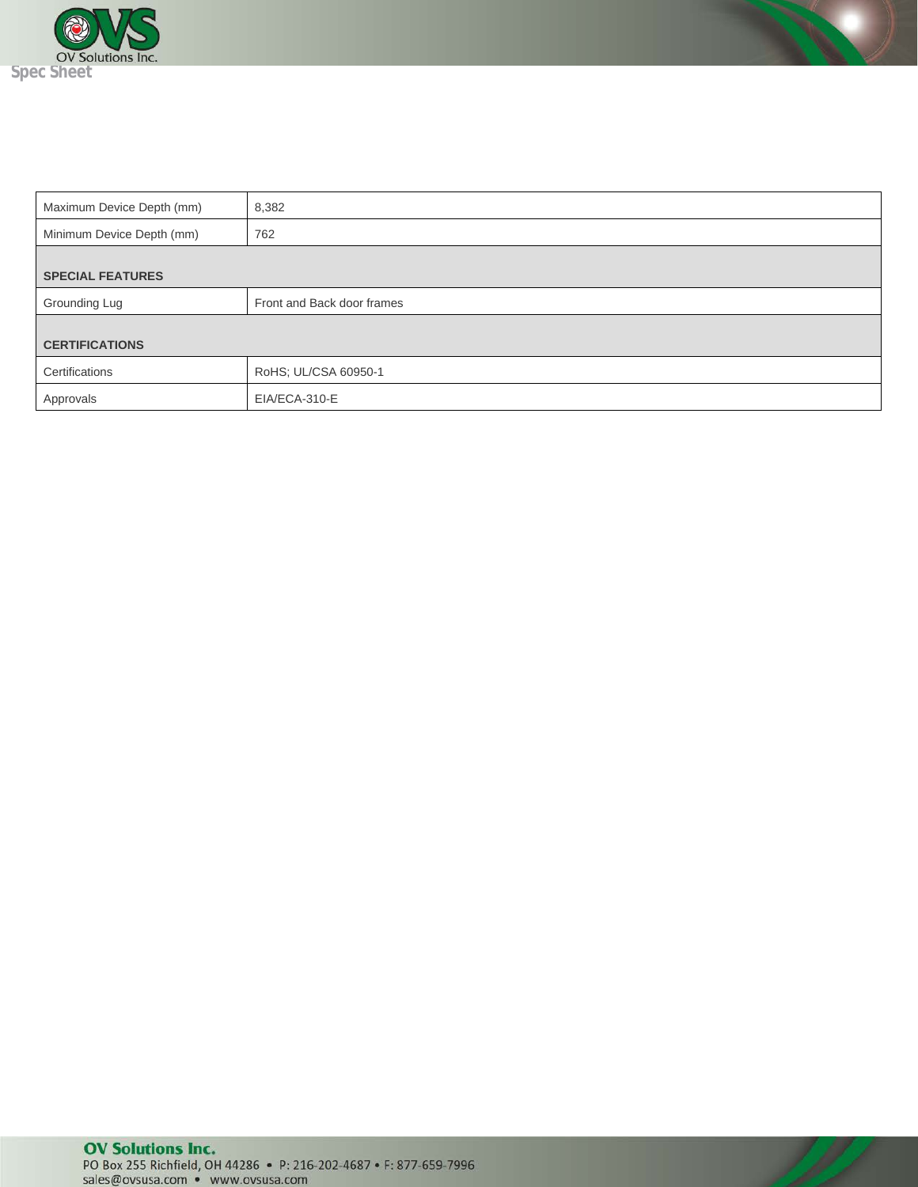| | |
|---|---|
| Maximum Device Depth (mm) | 8,382 |
| Minimum Device Depth (mm) | 762 |
| **SPECIAL FEATURES** | |
| Grounding Lug | Front and Back door frames |
| **CERTIFICATIONS** | |
| Certifications | RoHS; UL/CSA 60950-1 |
| Approvals | EIA/ECA-310-E |